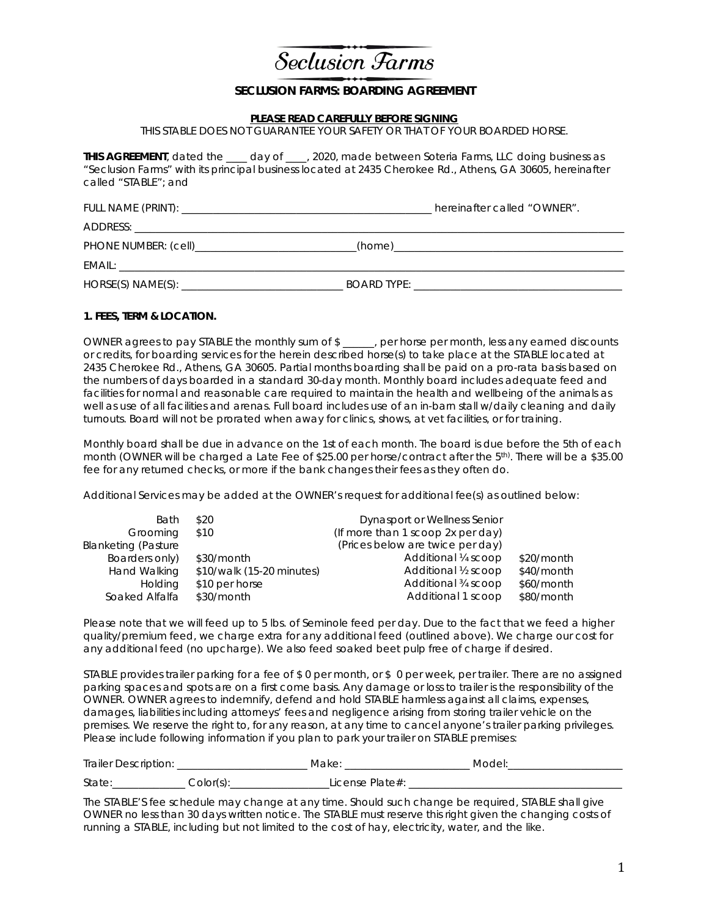# Seclusion Farms

## SECLUSION FARMS: BOARDING AGREEMENT

**PLEASE READ CAREFULLY BEFORE SIGNING**

THIS STABLE DOES NOT GUARANTEE YOUR SAFETY OR THAT OF YOUR BOARDED HORSE.

**THIS AGREEMENT**, dated the ____ day of ____, 2020, made between Soteria Farms, LLC doing business as "Seclusion Farms" with its principal business located at 2435 Cherokee Rd., Athens, GA 30605, hereinafter called "STABLE"; and

FULL NAME (PRINT): ______________________________________________ hereinafter called "OWNER".

ADDRESS: ______________________________________________________________________________

PHONE NUMBER: (cell)_____________________________(home)_________________________________________

EMAIL: ________________________________________________________________________________

HORSE(S) NAME(S): ______________________________ BOARD TYPE: ______________________________________

**1. FEES, TERM & LOCATION.**

OWNER agrees to pay STABLE the monthly sum of $ ______, per horse per month, less any earned discounts or credits, for boarding services for the herein described horse(s) to take place at the STABLE located at 2435 Cherokee Rd., Athens, GA 30605. Partial months boarding shall be paid on a pro-rata basis based on the numbers of days boarded in a standard 30-day month. Monthly board includes adequate feed and facilities for normal and reasonable care required to maintain the health and wellbeing of the animals as well as use of all facilities and arenas. Full board includes use of an in-barn stall w/daily cleaning and daily turnouts. Board will not be prorated when away for clinics, shows, at vet facilities, or for training.

Monthly board shall be due in advance on the 1st of each month. The board is due before the 5th of each month (OWNER will be charged a Late Fee of $25.00 per horse/contract after the 5th). There will be a $35.00 fee for any returned checks, or more if the bank changes their fees as they often do.

Additional Services may be added at the OWNER's request for additional fee(s) as outlined below:

| Service | Fee | Dynasport or Wellness Senior (If more than 1 scoop 2x per day) (Prices below are twice per day) | |
|---|---|---|---|
| Bath | $20 | | |
| Grooming | $10 | | |
| Blanketing (Pasture Boarders only) | $30/month | Additional ¼ scoop | $20/month |
| Hand Walking | $10/walk (15-20 minutes) | Additional ½ scoop | $40/month |
| Holding | $10 per horse | Additional ¾ scoop | $60/month |
| Soaked Alfalfa | $30/month | Additional 1 scoop | $80/month |

Please note that we will feed up to 5 lbs. of Seminole feed per day. Due to the fact that we feed a higher quality/premium feed, we charge extra for any additional feed (outlined above). We charge our cost for any additional feed (no upcharge). We also feed soaked beet pulp free of charge if desired.

STABLE provides trailer parking for a fee of $ 0 per month, or $ 0 per week, per trailer. There are no assigned parking spaces and spots are on a first come basis. Any damage or loss to trailer is the responsibility of the OWNER. OWNER agrees to indemnify, defend and hold STABLE harmless against all claims, expenses, damages, liabilities including attorneys' fees and negligence arising from storing trailer vehicle on the premises. We reserve the right to, for any reason, at any time to cancel anyone's trailer parking privileges. Please include following information if you plan to park your trailer on STABLE premises:

Trailer Description: ________________________ Make: _______________________ Model:_____________________

State:_____________ Color(s):_________________License Plate#: ______________________________________

The STABLE'S fee schedule may change at any time. Should such change be required, STABLE shall give OWNER no less than 30 days written notice. The STABLE must reserve this right given the changing costs of running a STABLE, including but not limited to the cost of hay, electricity, water, and the like.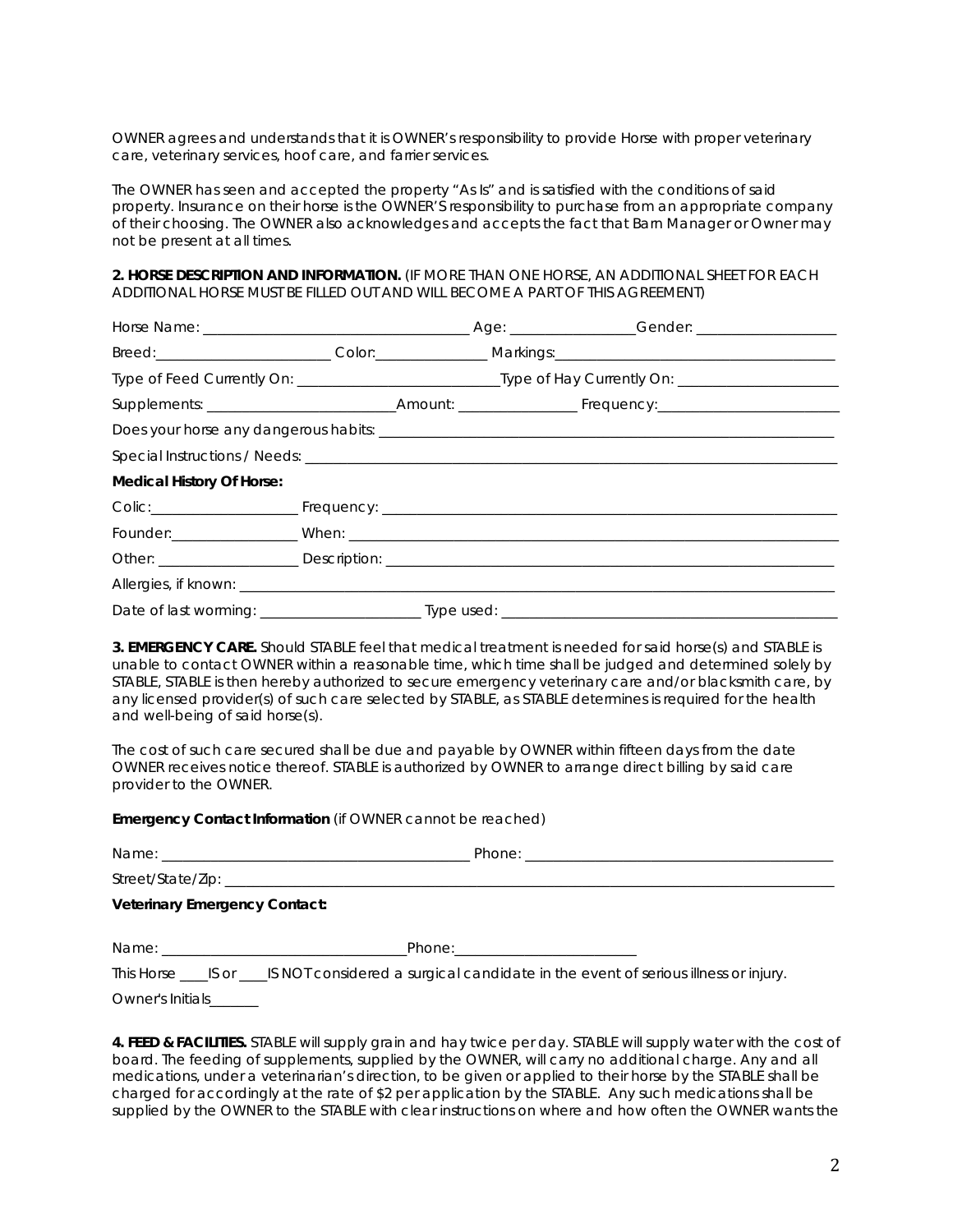OWNER agrees and understands that it is OWNER's responsibility to provide Horse with proper veterinary care, veterinary services, hoof care, and farrier services.

The OWNER has seen and accepted the property "As Is" and is satisfied with the conditions of said property. Insurance on their horse is the OWNER'S responsibility to purchase from an appropriate company of their choosing. The OWNER also acknowledges and accepts the fact that Barn Manager or Owner may not be present at all times.

**2. HORSE DESCRIPTION AND INFORMATION.** (IF MORE THAN ONE HORSE, AN ADDITIONAL SHEET FOR EACH ADDITIONAL HORSE MUST BE FILLED OUT AND WILL BECOME A PART OF THIS AGREEMENT)

Horse Name: ____________________________________ Age: _________________Gender: ___________________

Breed:________________________ Color:_______________ Markings:______________________________________

Type of Feed Currently On: ___________________________Type of Hay Currently On: ______________________

Supplements: _________________________Amount: ________________ Frequency:________________________

Does your horse any dangerous habits: _____________________________________________________________

Special Instructions / Needs: ______________________________________________________________________

**Medical History Of Horse:**

Colic:___________________ Frequency: ____________________________________________________________

Founder:_________________ When: _______________________________________________________________

Other: ___________________ Description: __________________________________________________________

Allergies, if known: _____________________________________________________________________________

Date of last worming: ______________________ Type used: ____________________________________________

**3. EMERGENCY CARE.** Should STABLE feel that medical treatment is needed for said horse(s) and STABLE is unable to contact OWNER within a reasonable time, which time shall be judged and determined solely by STABLE, STABLE is then hereby authorized to secure emergency veterinary care and/or blacksmith care, by any licensed provider(s) of such care selected by STABLE, as STABLE determines is required for the health and well-being of said horse(s).

The cost of such care secured shall be due and payable by OWNER within fifteen days from the date OWNER receives notice thereof. STABLE is authorized by OWNER to arrange direct billing by said care provider to the OWNER.

**Emergency Contact Information** (if OWNER cannot be reached)

Name: __________________________________________ Phone: __________________________________________

Street/State/Zip: _________________________________________________________________________________

**Veterinary Emergency Contact:**

Name: _________________________________Phone:________________________

This Horse ____IS or ____IS NOT considered a surgical candidate in the event of serious illness or injury.

Owner's Initials_______

**4. FEED & FACILITIES.** STABLE will supply grain and hay twice per day. STABLE will supply water with the cost of board. The feeding of supplements, supplied by the OWNER, will carry no additional charge. Any and all medications, under a veterinarian's direction, to be given or applied to their horse by the STABLE shall be charged for accordingly at the rate of $2 per application by the STABLE. Any such medications shall be supplied by the OWNER to the STABLE with clear instructions on where and how often the OWNER wants the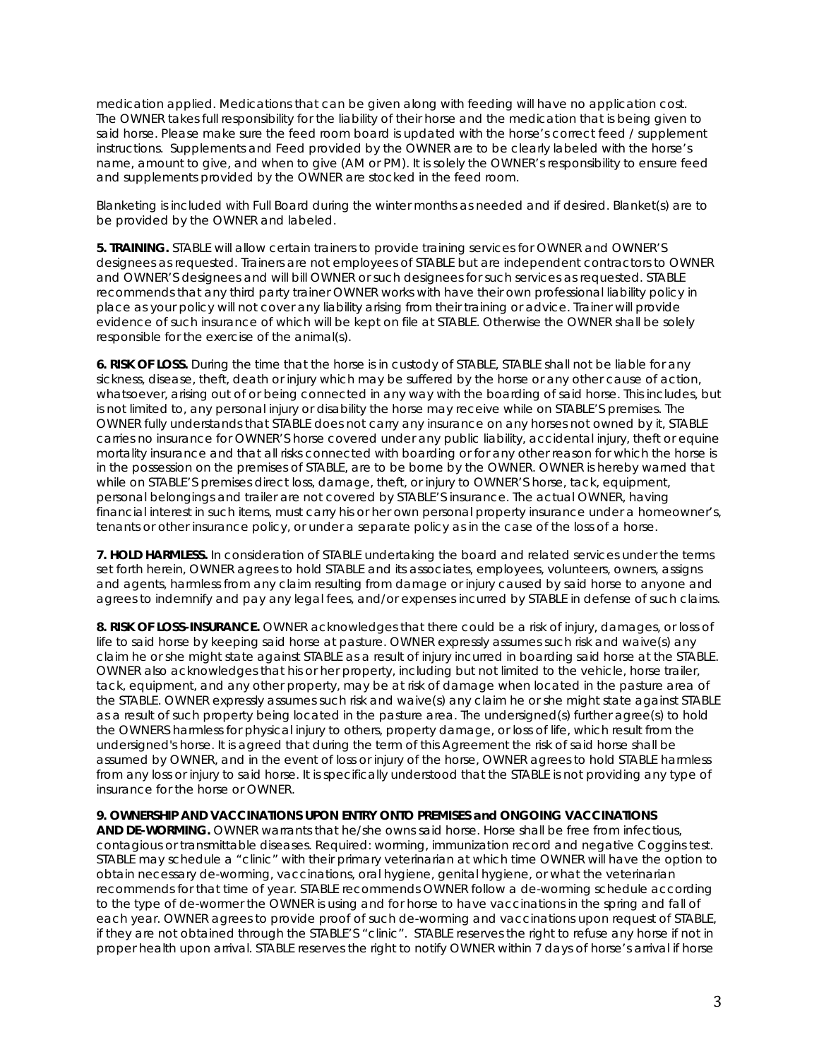medication applied. Medications that can be given along with feeding will have no application cost. The OWNER takes full responsibility for the liability of their horse and the medication that is being given to said horse. Please make sure the feed room board is updated with the horse's correct feed / supplement instructions. Supplements and Feed provided by the OWNER are to be clearly labeled with the horse's name, amount to give, and when to give (AM or PM). It is solely the OWNER's responsibility to ensure feed and supplements provided by the OWNER are stocked in the feed room.

Blanketing is included with Full Board during the winter months as needed and if desired. Blanket(s) are to be provided by the OWNER and labeled.

**5. TRAINING.** STABLE will allow certain trainers to provide training services for OWNER and OWNER'S designees as requested. Trainers are not employees of STABLE but are independent contractors to OWNER and OWNER'S designees and will bill OWNER or such designees for such services as requested. STABLE recommends that any third party trainer OWNER works with have their own professional liability policy in place as your policy will not cover any liability arising from their training or advice. Trainer will provide evidence of such insurance of which will be kept on file at STABLE. Otherwise the OWNER shall be solely responsible for the exercise of the animal(s).

**6. RISK OF LOSS.** During the time that the horse is in custody of STABLE, STABLE shall not be liable for any sickness, disease, theft, death or injury which may be suffered by the horse or any other cause of action, whatsoever, arising out of or being connected in any way with the boarding of said horse. This includes, but is not limited to, any personal injury or disability the horse may receive while on STABLE'S premises. The OWNER fully understands that STABLE does not carry any insurance on any horses not owned by it, STABLE carries no insurance for OWNER'S horse covered under any public liability, accidental injury, theft or equine mortality insurance and that all risks connected with boarding or for any other reason for which the horse is in the possession on the premises of STABLE, are to be borne by the OWNER. OWNER is hereby warned that while on STABLE'S premises direct loss, damage, theft, or injury to OWNER'S horse, tack, equipment, personal belongings and trailer are not covered by STABLE'S insurance. The actual OWNER, having financial interest in such items, must carry his or her own personal property insurance under a homeowner's, tenants or other insurance policy, or under a separate policy as in the case of the loss of a horse.

**7. HOLD HARMLESS.** In consideration of STABLE undertaking the board and related services under the terms set forth herein, OWNER agrees to hold STABLE and its associates, employees, volunteers, owners, assigns and agents, harmless from any claim resulting from damage or injury caused by said horse to anyone and agrees to indemnify and pay any legal fees, and/or expenses incurred by STABLE in defense of such claims.

**8. RISK OF LOSS-INSURANCE.** OWNER acknowledges that there could be a risk of injury, damages, or loss of life to said horse by keeping said horse at pasture. OWNER expressly assumes such risk and waive(s) any claim he or she might state against STABLE as a result of injury incurred in boarding said horse at the STABLE. OWNER also acknowledges that his or her property, including but not limited to the vehicle, horse trailer, tack, equipment, and any other property, may be at risk of damage when located in the pasture area of the STABLE. OWNER expressly assumes such risk and waive(s) any claim he or she might state against STABLE as a result of such property being located in the pasture area. The undersigned(s) further agree(s) to hold the OWNERS harmless for physical injury to others, property damage, or loss of life, which result from the undersigned's horse. It is agreed that during the term of this Agreement the risk of said horse shall be assumed by OWNER, and in the event of loss or injury of the horse, OWNER agrees to hold STABLE harmless from any loss or injury to said horse. It is specifically understood that the STABLE is not providing any type of insurance for the horse or OWNER.

**9. OWNERSHIP AND VACCINATIONS UPON ENTRY ONTO PREMISES and ONGOING VACCINATIONS AND DE-WORMING.** OWNER warrants that he/she owns said horse. Horse shall be free from infectious, contagious or transmittable diseases. Required: worming, immunization record and negative Coggins test. STABLE may schedule a "clinic" with their primary veterinarian at which time OWNER will have the option to obtain necessary de-worming, vaccinations, oral hygiene, genital hygiene, or what the veterinarian recommends for that time of year. STABLE recommends OWNER follow a de-worming schedule according to the type of de-wormer the OWNER is using and for horse to have vaccinations in the spring and fall of each year. OWNER agrees to provide proof of such de-worming and vaccinations upon request of STABLE, if they are not obtained through the STABLE'S "clinic". STABLE reserves the right to refuse any horse if not in proper health upon arrival. STABLE reserves the right to notify OWNER within 7 days of horse's arrival if horse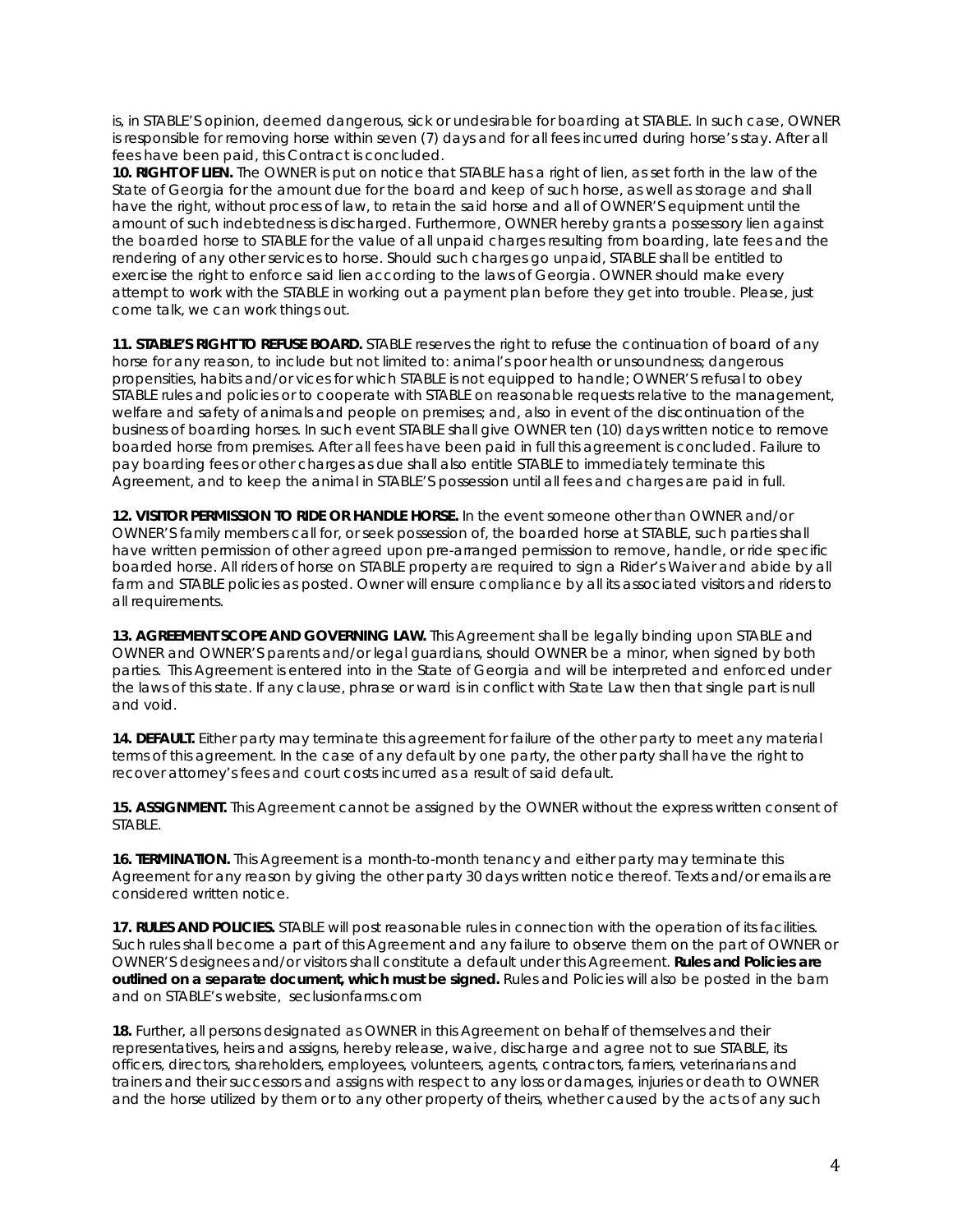is, in STABLE'S opinion, deemed dangerous, sick or undesirable for boarding at STABLE. In such case, OWNER is responsible for removing horse within seven (7) days and for all fees incurred during horse's stay. After all fees have been paid, this Contract is concluded.

**10. RIGHT OF LIEN.** The OWNER is put on notice that STABLE has a right of lien, as set forth in the law of the State of Georgia for the amount due for the board and keep of such horse, as well as storage and shall have the right, without process of law, to retain the said horse and all of OWNER'S equipment until the amount of such indebtedness is discharged. Furthermore, OWNER hereby grants a possessory lien against the boarded horse to STABLE for the value of all unpaid charges resulting from boarding, late fees and the rendering of any other services to horse. Should such charges go unpaid, STABLE shall be entitled to exercise the right to enforce said lien according to the laws of Georgia. OWNER should make every attempt to work with the STABLE in working out a payment plan before they get into trouble. Please, just come talk, we can work things out.

**11. STABLE'S RIGHT TO REFUSE BOARD.** STABLE reserves the right to refuse the continuation of board of any horse for any reason, to include but not limited to: animal's poor health or unsoundness; dangerous propensities, habits and/or vices for which STABLE is not equipped to handle; OWNER'S refusal to obey STABLE rules and policies or to cooperate with STABLE on reasonable requests relative to the management, welfare and safety of animals and people on premises; and, also in event of the discontinuation of the business of boarding horses. In such event STABLE shall give OWNER ten (10) days written notice to remove boarded horse from premises. After all fees have been paid in full this agreement is concluded. Failure to pay boarding fees or other charges as due shall also entitle STABLE to immediately terminate this Agreement, and to keep the animal in STABLE'S possession until all fees and charges are paid in full.

**12. VISITOR PERMISSION TO RIDE OR HANDLE HORSE.** In the event someone other than OWNER and/or OWNER'S family members call for, or seek possession of, the boarded horse at STABLE, such parties shall have written permission of other agreed upon pre-arranged permission to remove, handle, or ride specific boarded horse. All riders of horse on STABLE property are required to sign a Rider's Waiver and abide by all farm and STABLE policies as posted. Owner will ensure compliance by all its associated visitors and riders to all requirements.

**13. AGREEMENT SCOPE AND GOVERNING LAW.** This Agreement shall be legally binding upon STABLE and OWNER and OWNER'S parents and/or legal guardians, should OWNER be a minor, when signed by both parties. This Agreement is entered into in the State of Georgia and will be interpreted and enforced under the laws of this state. If any clause, phrase or ward is in conflict with State Law then that single part is null and void.

**14. DEFAULT.** Either party may terminate this agreement for failure of the other party to meet any material terms of this agreement. In the case of any default by one party, the other party shall have the right to recover attorney's fees and court costs incurred as a result of said default.

**15. ASSIGNMENT.** This Agreement cannot be assigned by the OWNER without the express written consent of STABLE.

**16. TERMINATION.** This Agreement is a month-to-month tenancy and either party may terminate this Agreement for any reason by giving the other party 30 days written notice thereof. Texts and/or emails are considered written notice.

**17. RULES AND POLICIES.** STABLE will post reasonable rules in connection with the operation of its facilities. Such rules shall become a part of this Agreement and any failure to observe them on the part of OWNER or OWNER'S designees and/or visitors shall constitute a default under this Agreement. **Rules and Policies are outlined on a separate document, which must be signed.** Rules and Policies will also be posted in the barn and on STABLE's website, seclusionfarms.com

**18.** Further, all persons designated as OWNER in this Agreement on behalf of themselves and their representatives, heirs and assigns, hereby release, waive, discharge and agree not to sue STABLE, its officers, directors, shareholders, employees, volunteers, agents, contractors, farriers, veterinarians and trainers and their successors and assigns with respect to any loss or damages, injuries or death to OWNER and the horse utilized by them or to any other property of theirs, whether caused by the acts of any such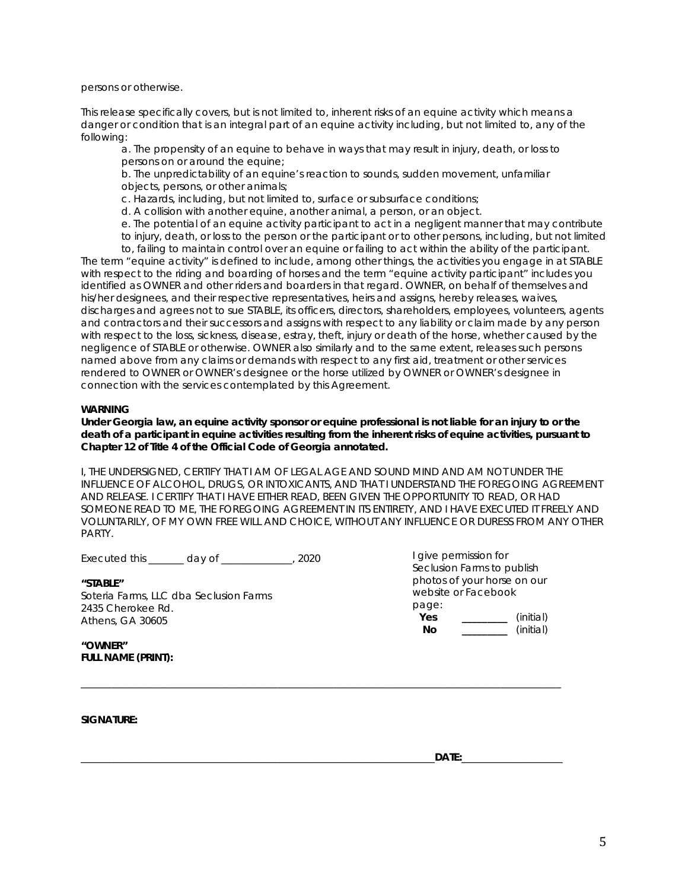persons or otherwise.

This release specifically covers, but is not limited to, inherent risks of an equine activity which means a danger or condition that is an integral part of an equine activity including, but not limited to, any of the following:

a. The propensity of an equine to behave in ways that may result in injury, death, or loss to persons on or around the equine;
b. The unpredictability of an equine's reaction to sounds, sudden movement, unfamiliar objects, persons, or other animals;
c. Hazards, including, but not limited to, surface or subsurface conditions;
d. A collision with another equine, another animal, a person, or an object.
e. The potential of an equine activity participant to act in a negligent manner that may contribute to injury, death, or loss to the person or the participant or to other persons, including, but not limited to, failing to maintain control over an equine or failing to act within the ability of the participant.

The term "equine activity" is defined to include, among other things, the activities you engage in at STABLE with respect to the riding and boarding of horses and the term "equine activity participant" includes you identified as OWNER and other riders and boarders in that regard. OWNER, on behalf of themselves and his/her designees, and their respective representatives, heirs and assigns, hereby releases, waives, discharges and agrees not to sue STABLE, its officers, directors, shareholders, employees, volunteers, agents and contractors and their successors and assigns with respect to any liability or claim made by any person with respect to the loss, sickness, disease, estray, theft, injury or death of the horse, whether caused by the negligence of STABLE or otherwise. OWNER also similarly and to the same extent, releases such persons named above from any claims or demands with respect to any first aid, treatment or other services rendered to OWNER or OWNER's designee or the horse utilized by OWNER or OWNER's designee in connection with the services contemplated by this Agreement.

**WARNING**
**Under Georgia law, an equine activity sponsor or equine professional is not liable for an injury to or the death of a participant in equine activities resulting from the inherent risks of equine activities, pursuant to Chapter 12 of Title 4 of the Official Code of Georgia annotated.**

I, THE UNDERSIGNED, CERTIFY THAT I AM OF LEGAL AGE AND SOUND MIND AND AM NOT UNDER THE INFLUENCE OF ALCOHOL, DRUGS, OR INTOXICANTS, AND THAT I UNDERSTAND THE FOREGOING AGREEMENT AND RELEASE. I CERTIFY THAT I HAVE EITHER READ, BEEN GIVEN THE OPPORTUNITY TO READ, OR HAD SOMEONE READ TO ME, THE FOREGOING AGREEMENT IN ITS ENTIRETY, AND I HAVE EXECUTED IT FREELY AND VOLUNTARILY, OF MY OWN FREE WILL AND CHOICE, WITHOUT ANY INFLUENCE OR DURESS FROM ANY OTHER PARTY.

Executed this _______ day of ______________, 2020

**"STABLE"**
Soteria Farms, LLC dba Seclusion Farms
2435 Cherokee Rd.
Athens, GA 30605

I give permission for Seclusion Farms to publish photos of your horse on our website or Facebook page:
**Yes** _________ (initial)
**No** _________ (initial)

**"OWNER"**
**FULL NAME (PRINT):**

_____________________________________________________________________________________

**SIGNATURE:**

_____________________________________________________________________**DATE:**___________________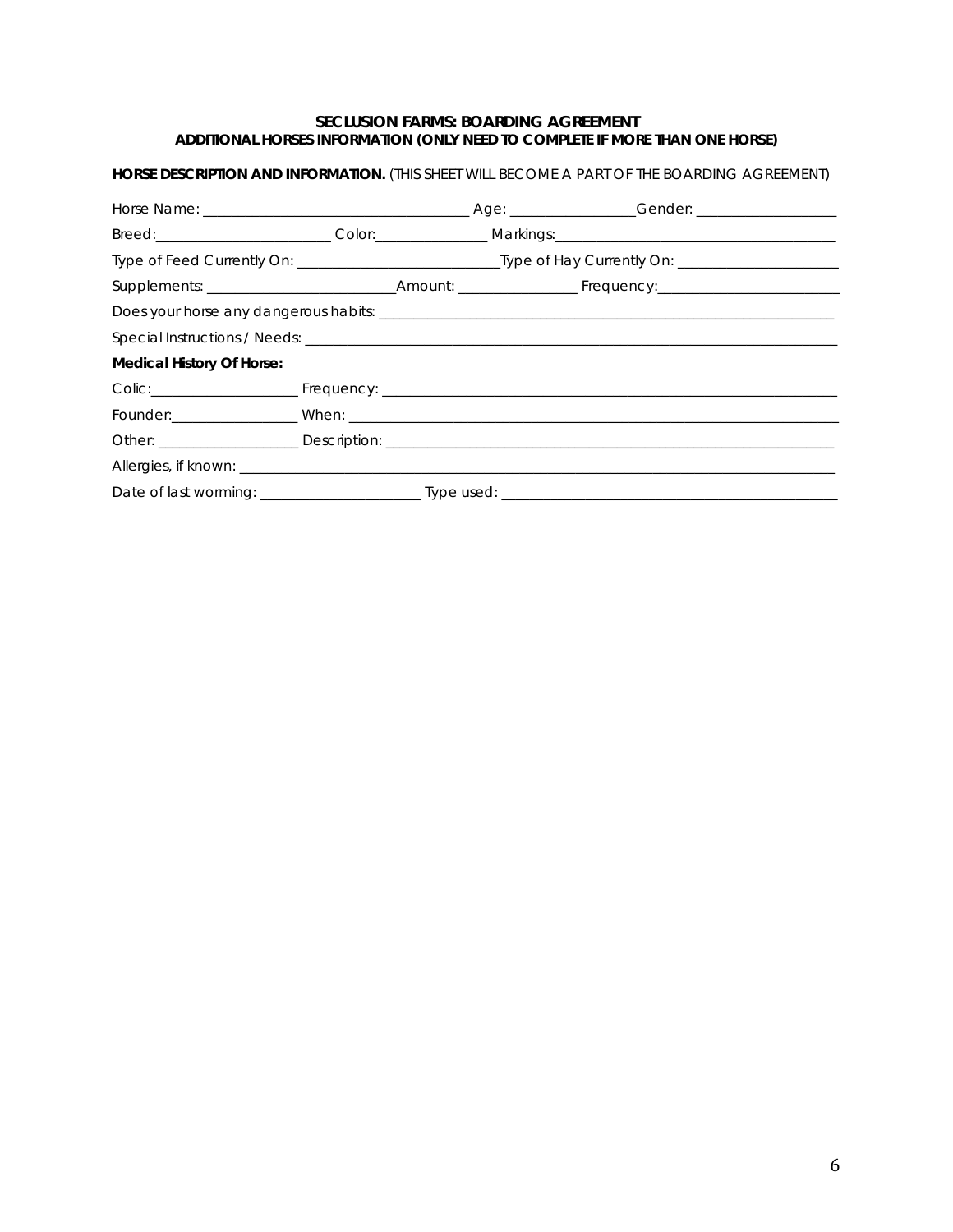## SECLUSION FARMS: BOARDING AGREEMENT

**ADDITIONAL HORSES INFORMATION (ONLY NEED TO COMPLETE IF MORE THAN ONE HORSE)**

**HORSE DESCRIPTION AND INFORMATION.** (THIS SHEET WILL BECOME A PART OF THE BOARDING AGREEMENT)

Horse Name: ___________________________________ Age: ________________Gender: ___________________

Breed:_______________________ Color:_______________ Markings:_____________________________________

Type of Feed Currently On: ___________________________Type of Hay Currently On: _____________________

Supplements: ________________________Amount: ________________ Frequency:________________________

Does your horse any dangerous habits: _____________________________________________________________

Special Instructions / Needs: _____________________________________________________________________

**Medical History Of Horse:**

Colic:___________________ Frequency: ______________________________________________________________

Founder:________________ When: _________________________________________________________________

Other: __________________ Description: ____________________________________________________________

Allergies, if known: ______________________________________________________________________________

Date of last worming: _____________________ Type used: _____________________________________________